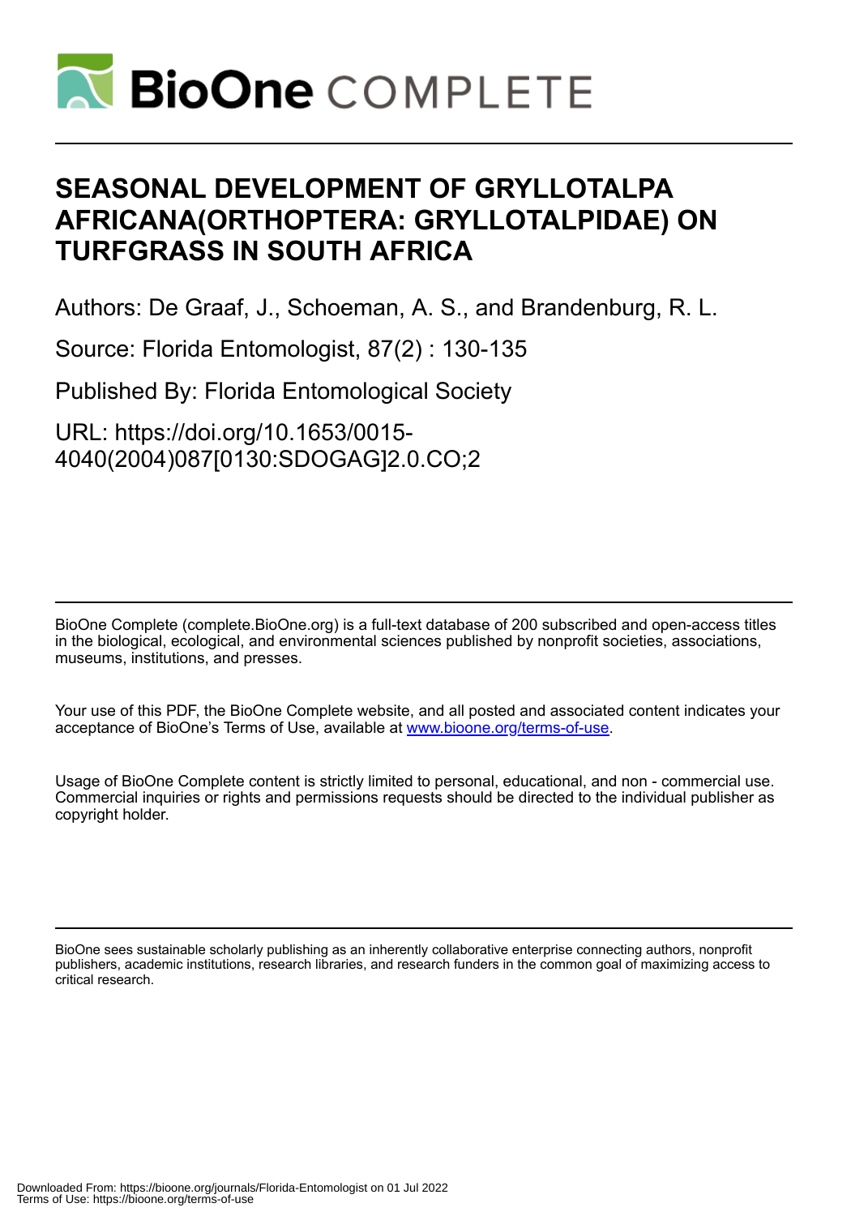# SEASONAL DEVELOPMENT OF GRYLLOTALPA AFRICANA(ORTHOPTERA: GRYLLOTALPIDAE) ON TURFGRASS IN SOUTH AFRICA

Authors: De Graaf, J., Schoeman, A. S., and Brandenburg, R. L.

Source: Florida Entomologist, 87(2) : 130-135

Published By: Florida Entomological Society

URL: https://doi.org/10.1653/0015-4040(2004)087[0130:SDOGAG]2.0.CO;2

BioOne Complete (complete.BioOne.org) is a full-text database of 200 subscribed and open-access titles in the biological, ecological, and environmental sciences published by nonprofit societies, associations, museums, institutions, and presses.

Your use of this PDF, the BioOne Complete website, and all posted and associated content indicates your acceptance of BioOne's Terms of Use, available at www.bioone.org/terms-of-use.

Usage of BioOne Complete content is strictly limited to personal, educational, and non - commercial use. Commercial inquiries or rights and permissions requests should be directed to the individual publisher as copyright holder.

BioOne sees sustainable scholarly publishing as an inherently collaborative enterprise connecting authors, nonprofit publishers, academic institutions, research libraries, and research funders in the common goal of maximizing access to critical research.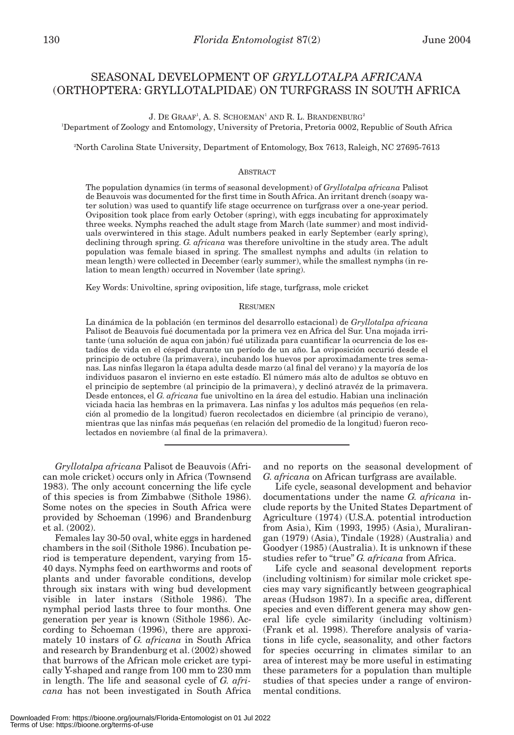# SEASONAL DEVELOPMENT OF *GRYLLOTALPA AFRICANA* (ORTHOPTERA: GRYLLOTALPIDAE) ON TURFGRASS IN SOUTH AFRICA

J. De Graaf[1], A. S. Schoeman[1] and R. L. Brandenburg[2]

[1]Department of Zoology and Entomology, University of Pretoria, Pretoria 0002, Republic of South Africa

[2]North Carolina State University, Department of Entomology, Box 7613, Raleigh, NC 27695-7613

## Abstract

The population dynamics (in terms of seasonal development) of *Gryllotalpa africana* Palisot de Beauvois was documented for the first time in South Africa. An irritant drench (soapy water solution) was used to quantify life stage occurrence on turfgrass over a one-year period. Oviposition took place from early October (spring), with eggs incubating for approximately three weeks. Nymphs reached the adult stage from March (late summer) and most individuals overwintered in this stage. Adult numbers peaked in early September (early spring), declining through spring. *G. africana* was therefore univoltine in the study area. The adult population was female biased in spring. The smallest nymphs and adults (in relation to mean length) were collected in December (early summer), while the smallest nymphs (in relation to mean length) occurred in November (late spring).

Key Words: Univoltine, spring oviposition, life stage, turfgrass, mole cricket

## Resumen

La dinámica de la población (en terminos del desarrollo estacional) de *Gryllotalpa africana* Palisot de Beauvois fué documentada por la primera vez en Africa del Sur. Una mojada irritante (una solución de aqua con jabón) fué utilizada para cuantificar la ocurrencia de los estadíos de vida en el césped durante un período de un año. La oviposición occurió desde el principio de octubre (la primavera), incubando los huevos por aproximadamente tres semanas. Las ninfas llegaron la étapa adulta desde marzo (al final del verano) y la mayoría de los individuos pasaron el invierno en este estadío. El número más alto de adultos se obtuvo en el principio de septembre (al principio de la primavera), y declinó atravéz de la primavera. Desde entonces, el *G. africana* fue univoltino en la área del estudio. Habian una inclinación viciada hacia las hembras en la primavera. Las ninfas y los adultos más pequeños (en relación al promedio de la longitud) fueron recolectados en diciembre (al principio de verano), mientras que las ninfas más pequeñas (en relación del promedio de la longitud) fueron recolectados en noviembre (al final de la primavera).

---

*Gryllotalpa africana* Palisot de Beauvois (African mole cricket) occurs only in Africa (Townsend 1983). The only account concerning the life cycle of this species is from Zimbabwe (Sithole 1986). Some notes on the species in South Africa were provided by Schoeman (1996) and Brandenburg et al. (2002).

Females lay 30-50 oval, white eggs in hardened chambers in the soil (Sithole 1986). Incubation period is temperature dependent, varying from 15-40 days. Nymphs feed on earthworms and roots of plants and under favorable conditions, develop through six instars with wing bud development visible in later instars (Sithole 1986). The nymphal period lasts three to four months. One generation per year is known (Sithole 1986). According to Schoeman (1996), there are approximately 10 instars of *G. africana* in South Africa and research by Brandenburg et al. (2002) showed that burrows of the African mole cricket are typically Y-shaped and range from 100 mm to 230 mm in length. The life and seasonal cycle of *G. africana* has not been investigated in South Africa and no reports on the seasonal development of *G. africana* on African turfgrass are available.

Life cycle, seasonal development and behavior documentations under the name *G. africana* include reports by the United States Department of Agriculture (1974) (U.S.A. potential introduction from Asia), Kim (1993, 1995) (Asia), Muralirangan (1979) (Asia), Tindale (1928) (Australia) and Goodyer (1985) (Australia). It is unknown if these studies refer to "true" *G. africana* from Africa.

Life cycle and seasonal development reports (including voltinism) for similar mole cricket species may vary significantly between geographical areas (Hudson 1987). In a specific area, different species and even different genera may show general life cycle similarity (including voltinism) (Frank et al. 1998). Therefore analysis of variations in life cycle, seasonality, and other factors for species occurring in climates similar to an area of interest may be more useful in estimating these parameters for a population than multiple studies of that species under a range of environmental conditions.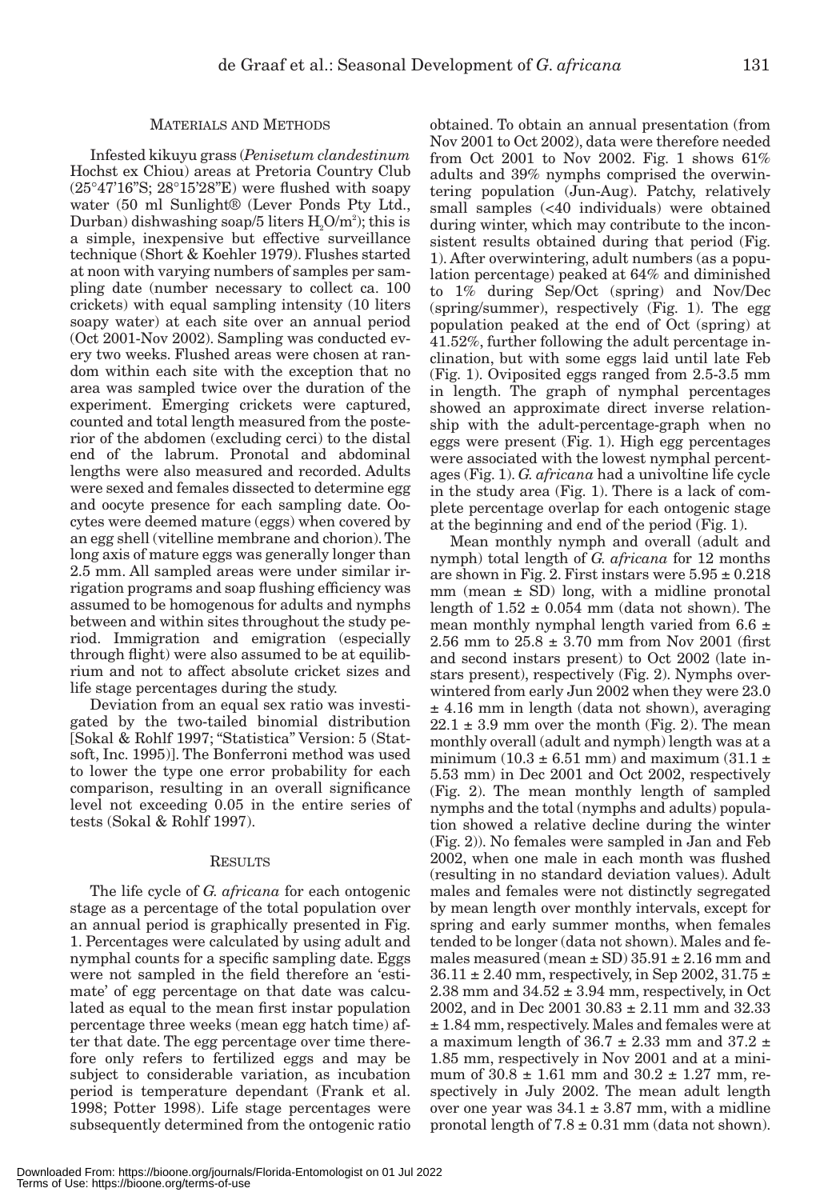## Materials and Methods

Infested kikuyu grass (*Penisetum clandestinum* Hochst ex Chiou) areas at Pretoria Country Club (25°47'16"S; 28°15'28"E) were flushed with soapy water (50 ml Sunlight® (Lever Ponds Pty Ltd., Durban) dishwashing soap/5 liters $H_2O/m^2$); this is a simple, inexpensive but effective surveillance technique (Short & Koehler 1979). Flushes started at noon with varying numbers of samples per sampling date (number necessary to collect ca. 100 crickets) with equal sampling intensity (10 liters soapy water) at each site over an annual period (Oct 2001-Nov 2002). Sampling was conducted every two weeks. Flushed areas were chosen at random within each site with the exception that no area was sampled twice over the duration of the experiment. Emerging crickets were captured, counted and total length measured from the posterior of the abdomen (excluding cerci) to the distal end of the labrum. Pronotal and abdominal lengths were also measured and recorded. Adults were sexed and females dissected to determine egg and oocyte presence for each sampling date. Oocytes were deemed mature (eggs) when covered by an egg shell (vitelline membrane and chorion). The long axis of mature eggs was generally longer than 2.5 mm. All sampled areas were under similar irrigation programs and soap flushing efficiency was assumed to be homogenous for adults and nymphs between and within sites throughout the study period. Immigration and emigration (especially through flight) were also assumed to be at equilibrium and not to affect absolute cricket sizes and life stage percentages during the study.

Deviation from an equal sex ratio was investigated by the two-tailed binomial distribution [Sokal & Rohlf 1997; "Statistica" Version: 5 (Statsoft, Inc. 1995)]. The Bonferroni method was used to lower the type one error probability for each comparison, resulting in an overall significance level not exceeding 0.05 in the entire series of tests (Sokal & Rohlf 1997).

## Results

The life cycle of *G. africana* for each ontogenic stage as a percentage of the total population over an annual period is graphically presented in Fig. 1. Percentages were calculated by using adult and nymphal counts for a specific sampling date. Eggs were not sampled in the field therefore an 'estimate' of egg percentage on that date was calculated as equal to the mean first instar population percentage three weeks (mean egg hatch time) after that date. The egg percentage over time therefore only refers to fertilized eggs and may be subject to considerable variation, as incubation period is temperature dependant (Frank et al. 1998; Potter 1998). Life stage percentages were subsequently determined from the ontogenic ratio obtained. To obtain an annual presentation (from Nov 2001 to Oct 2002), data were therefore needed from Oct 2001 to Nov 2002. Fig. 1 shows 61% adults and 39% nymphs comprised the overwintering population (Jun-Aug). Patchy, relatively small samples (<40 individuals) were obtained during winter, which may contribute to the inconsistent results obtained during that period (Fig. 1). After overwintering, adult numbers (as a population percentage) peaked at 64% and diminished to 1% during Sep/Oct (spring) and Nov/Dec (spring/summer), respectively (Fig. 1). The egg population peaked at the end of Oct (spring) at 41.52%, further following the adult percentage inclination, but with some eggs laid until late Feb (Fig. 1). Oviposited eggs ranged from 2.5-3.5 mm in length. The graph of nymphal percentages showed an approximate direct inverse relationship with the adult-percentage-graph when no eggs were present (Fig. 1). High egg percentages were associated with the lowest nymphal percentages (Fig. 1). *G. africana* had a univoltine life cycle in the study area (Fig. 1). There is a lack of complete percentage overlap for each ontogenic stage at the beginning and end of the period (Fig. 1).

Mean monthly nymph and overall (adult and nymph) total length of *G. africana* for 12 months are shown in Fig. 2. First instars were 5.95 ± 0.218 mm (mean ± SD) long, with a midline pronotal length of 1.52 ± 0.054 mm (data not shown). The mean monthly nymphal length varied from 6.6 ± 2.56 mm to 25.8 ± 3.70 mm from Nov 2001 (first and second instars present) to Oct 2002 (late instars present), respectively (Fig. 2). Nymphs overwintered from early Jun 2002 when they were 23.0 ± 4.16 mm in length (data not shown), averaging 22.1 ± 3.9 mm over the month (Fig. 2). The mean monthly overall (adult and nymph) length was at a minimum (10.3 ± 6.51 mm) and maximum (31.1 ± 5.53 mm) in Dec 2001 and Oct 2002, respectively (Fig. 2). The mean monthly length of sampled nymphs and the total (nymphs and adults) population showed a relative decline during the winter (Fig. 2)). No females were sampled in Jan and Feb 2002, when one male in each month was flushed (resulting in no standard deviation values). Adult males and females were not distinctly segregated by mean length over monthly intervals, except for spring and early summer months, when females tended to be longer (data not shown). Males and females measured (mean ± SD) 35.91 ± 2.16 mm and 36.11 ± 2.40 mm, respectively, in Sep 2002, 31.75 ± 2.38 mm and 34.52 ± 3.94 mm, respectively, in Oct 2002, and in Dec 2001 30.83 ± 2.11 mm and 32.33 ± 1.84 mm, respectively. Males and females were at a maximum length of 36.7 ± 2.33 mm and 37.2 ± 1.85 mm, respectively in Nov 2001 and at a minimum of 30.8 ± 1.61 mm and 30.2 ± 1.27 mm, respectively in July 2002. The mean adult length over one year was 34.1 ± 3.87 mm, with a midline pronotal length of 7.8 ± 0.31 mm (data not shown).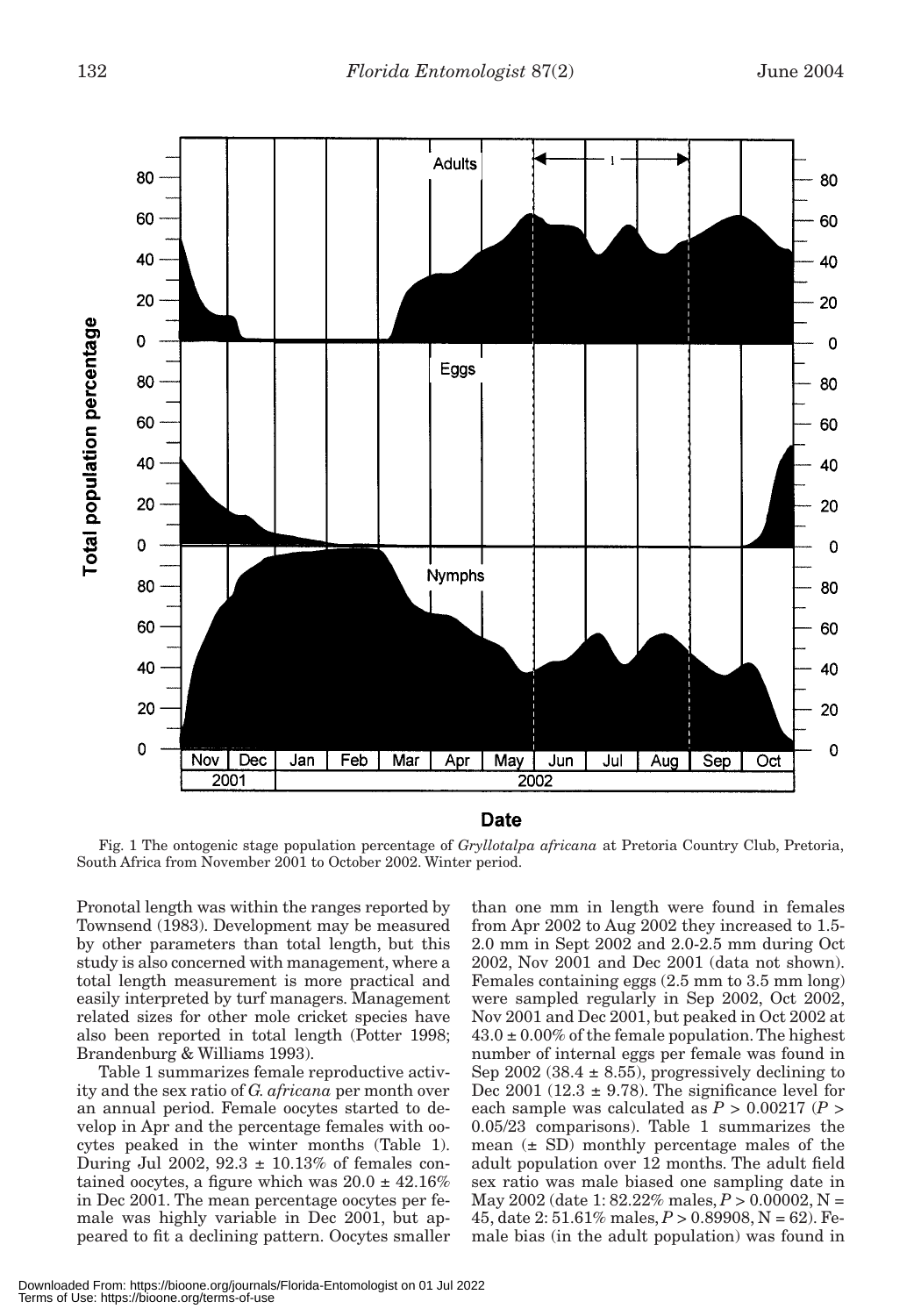Fig. 1 The ontogenic stage population percentage of *Gryllotalpa africana* at Pretoria Country Club, Pretoria, South Africa from November 2001 to October 2002. Winter period.

Pronotal length was within the ranges reported by Townsend (1983). Development may be measured by other parameters than total length, but this study is also concerned with management, where a total length measurement is more practical and easily interpreted by turf managers. Management related sizes for other mole cricket species have also been reported in total length (Potter 1998; Brandenburg & Williams 1993).

Table 1 summarizes female reproductive activity and the sex ratio of *G. africana* per month over an annual period. Female oocytes started to develop in Apr and the percentage females with oocytes peaked in the winter months (Table 1). During Jul 2002, 92.3 ± 10.13% of females contained oocytes, a figure which was 20.0 ± 42.16% in Dec 2001. The mean percentage oocytes per female was highly variable in Dec 2001, but appeared to fit a declining pattern. Oocytes smaller than one mm in length were found in females from Apr 2002 to Aug 2002 they increased to 1.5-2.0 mm in Sept 2002 and 2.0-2.5 mm during Oct 2002, Nov 2001 and Dec 2001 (data not shown). Females containing eggs (2.5 mm to 3.5 mm long) were sampled regularly in Sep 2002, Oct 2002, Nov 2001 and Dec 2001, but peaked in Oct 2002 at 43.0 ± 0.00% of the female population. The highest number of internal eggs per female was found in Sep 2002 (38.4 ± 8.55), progressively declining to Dec 2001 (12.3 ± 9.78). The significance level for each sample was calculated as $P > 0.00217$ ($P > 0.05/23$ comparisons). Table 1 summarizes the mean (± SD) monthly percentage males of the adult population over 12 months. The adult field sex ratio was male biased one sampling date in May 2002 (date 1: 82.22% males, $P > 0.00002$, N = 45, date 2: 51.61% males, $P > 0.89908$, N = 62). Female bias (in the adult population) was found in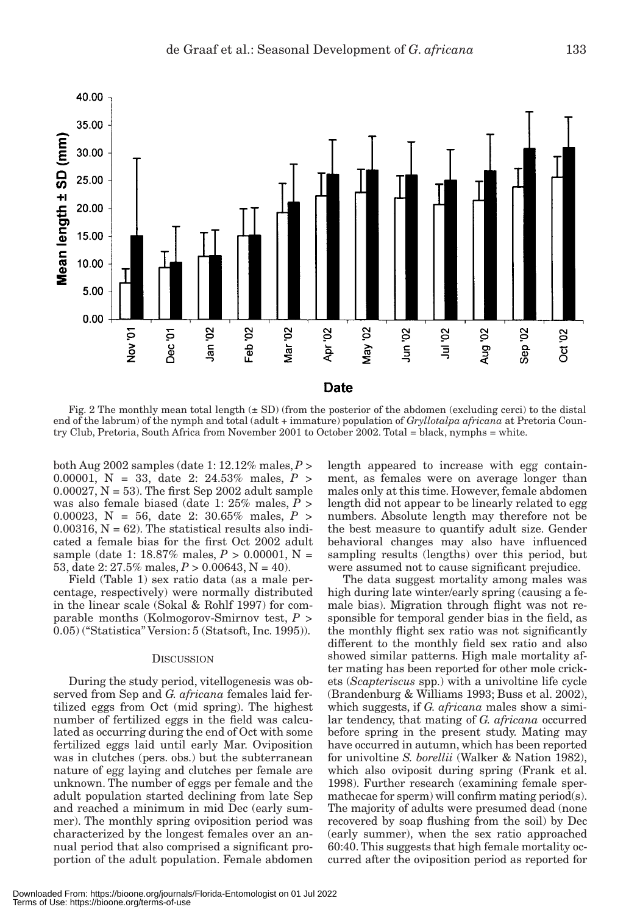40.00
35.00
30.00
25.00
20.00
15.00
10.00
5.00
0.00

Mean length ± SD (mm)

Nov '01
Dec '01
Jan '02
Feb '02
Mar '02
Apr '02
May '02
Jun '02
Jul '02
Aug '02
Sep '02
Oct '02

Date

Fig. 2 The monthly mean total length (± SD) (from the posterior of the abdomen (excluding cerci) to the distal end of the labrum) of the nymph and total (adult + immature) population of *Gryllotalpa africana* at Pretoria Country Club, Pretoria, South Africa from November 2001 to October 2002. Total = black, nymphs = white.

both Aug 2002 samples (date 1: 12.12% males, $P > 0.00001$, N = 33, date 2: 24.53% males, $P > 0.00027$, N = 53). The first Sep 2002 adult sample was also female biased (date 1: 25% males, $P > 0.00023$, N = 56, date 2: 30.65% males, $P > 0.00316$, N = 62). The statistical results also indicated a female bias for the first Oct 2002 adult sample (date 1: 18.87% males, $P > 0.00001$, N = 53, date 2: 27.5% males, $P > 0.00643$, N = 40).

Field (Table 1) sex ratio data (as a male percentage, respectively) were normally distributed in the linear scale (Sokal & Rohlf 1997) for comparable months (Kolmogorov-Smirnov test, $P > 0.05$) ("Statistica" Version: 5 (Statsoft, Inc. 1995)).

## Discussion

During the study period, vitellogenesis was observed from Sep and *G. africana* females laid fertilized eggs from Oct (mid spring). The highest number of fertilized eggs in the field was calculated as occurring during the end of Oct with some fertilized eggs laid until early Mar. Oviposition was in clutches (pers. obs.) but the subterranean nature of egg laying and clutches per female are unknown. The number of eggs per female and the adult population started declining from late Sep and reached a minimum in mid Dec (early summer). The monthly spring oviposition period was characterized by the longest females over an annual period that also comprised a significant proportion of the adult population. Female abdomen length appeared to increase with egg containment, as females were on average longer than males only at this time. However, female abdomen length did not appear to be linearly related to egg numbers. Absolute length may therefore not be the best measure to quantify adult size. Gender behavioral changes may also have influenced sampling results (lengths) over this period, but were assumed not to cause significant prejudice.

The data suggest mortality among males was high during late winter/early spring (causing a female bias). Migration through flight was not responsible for temporal gender bias in the field, as the monthly flight sex ratio was not significantly different to the monthly field sex ratio and also showed similar patterns. High male mortality after mating has been reported for other mole crickets (*Scapteriscus* spp.) with a univoltine life cycle (Brandenburg & Williams 1993; Buss et al. 2002), which suggests, if *G. africana* males show a similar tendency, that mating of *G. africana* occurred before spring in the present study. Mating may have occurred in autumn, which has been reported for univoltine *S. borellii* (Walker & Nation 1982), which also oviposit during spring (Frank et al. 1998). Further research (examining female spermathecae for sperm) will confirm mating period(s). The majority of adults were presumed dead (none recovered by soap flushing from the soil) by Dec (early summer), when the sex ratio approached 60:40. This suggests that high female mortality occurred after the oviposition period as reported for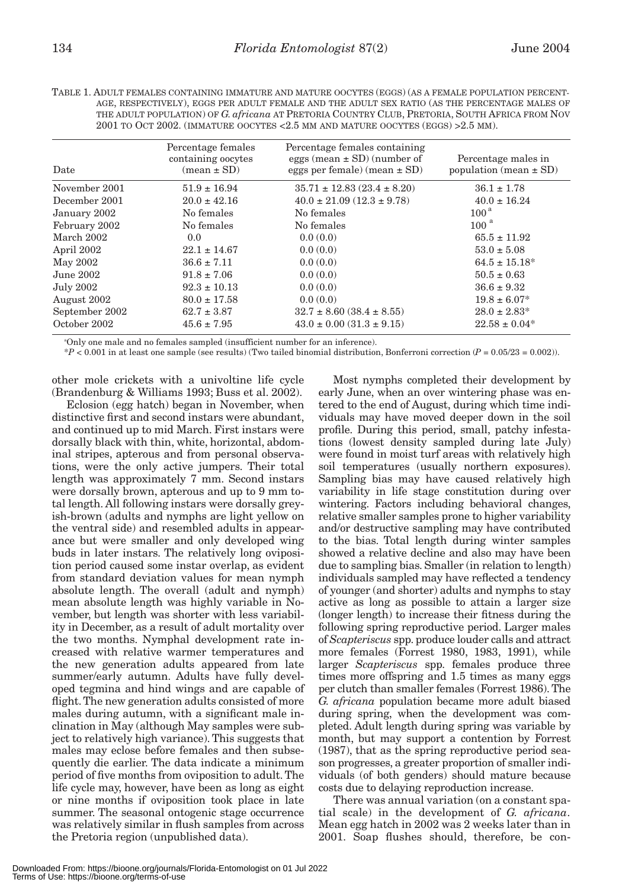TABLE 1. ADULT FEMALES CONTAINING IMMATURE AND MATURE OOCYTES (EGGS) (AS A FEMALE POPULATION PERCENTAGE, RESPECTIVELY), EGGS PER ADULT FEMALE AND THE ADULT SEX RATIO (AS THE PERCENTAGE MALES OF THE ADULT POPULATION) OF *G. africana* AT PRETORIA COUNTRY CLUB, PRETORIA, SOUTH AFRICA FROM NOV 2001 TO OCT 2002. (IMMATURE OOCYTES <2.5 MM AND MATURE OOCYTES (EGGS) >2.5 MM).

| Date | Percentage females containing oocytes (mean ± SD) | Percentage females containing eggs (mean ± SD) (number of eggs per female) (mean ± SD) | Percentage males in population (mean ± SD) |
|---|---|---|---|
| November 2001 | 51.9 ± 16.94 | 35.71 ± 12.83 (23.4 ± 8.20) | 36.1 ± 1.78 |
| December 2001 | 20.0 ± 42.16 | 40.0 ± 21.09 (12.3 ± 9.78) | 40.0 ± 16.24 |
| January 2002 | No females | No females | 100[a] |
| February 2002 | No females | No females | 100[a] |
| March 2002 | 0.0 | 0.0 (0.0) | 65.5 ± 11.92 |
| April 2002 | 22.1 ± 14.67 | 0.0 (0.0) | 53.0 ± 5.08 |
| May 2002 | 36.6 ± 7.11 | 0.0 (0.0) | 64.5 ± 15.18* |
| June 2002 | 91.8 ± 7.06 | 0.0 (0.0) | 50.5 ± 0.63 |
| July 2002 | 92.3 ± 10.13 | 0.0 (0.0) | 36.6 ± 9.32 |
| August 2002 | 80.0 ± 17.58 | 0.0 (0.0) | 19.8 ± 6.07* |
| September 2002 | 62.7 ± 3.87 | 32.7 ± 8.60 (38.4 ± 8.55) | 28.0 ± 2.83* |
| October 2002 | 45.6 ± 7.95 | 43.0 ± 0.00 (31.3 ± 9.15) | 22.58 ± 0.04* |

[a]Only one male and no females sampled (insufficient number for an inference).

*$P < 0.001$ in at least one sample (see results) (Two tailed binomial distribution, Bonferroni correction ($P = 0.05/23 = 0.002$)).

other mole crickets with a univoltine life cycle (Brandenburg & Williams 1993; Buss et al. 2002).

Eclosion (egg hatch) began in November, when distinctive first and second instars were abundant, and continued up to mid March. First instars were dorsally black with thin, white, horizontal, abdominal stripes, apterous and from personal observations, were the only active jumpers. Their total length was approximately 7 mm. Second instars were dorsally brown, apterous and up to 9 mm total length. All following instars were dorsally greyish-brown (adults and nymphs are light yellow on the ventral side) and resembled adults in appearance but were smaller and only developed wing buds in later instars. The relatively long oviposition period caused some instar overlap, as evident from standard deviation values for mean nymph absolute length. The overall (adult and nymph) mean absolute length was highly variable in November, but length was shorter with less variability in December, as a result of adult mortality over the two months. Nymphal development rate increased with relative warmer temperatures and the new generation adults appeared from late summer/early autumn. Adults have fully developed tegmina and hind wings and are capable of flight. The new generation adults consisted of more males during autumn, with a significant male inclination in May (although May samples were subject to relatively high variance). This suggests that males may eclose before females and then subsequently die earlier. The data indicate a minimum period of five months from oviposition to adult. The life cycle may, however, have been as long as eight or nine months if oviposition took place in late summer. The seasonal ontogenic stage occurrence was relatively similar in flush samples from across the Pretoria region (unpublished data).

Most nymphs completed their development by early June, when an over wintering phase was entered to the end of August, during which time individuals may have moved deeper down in the soil profile. During this period, small, patchy infestations (lowest density sampled during late July) were found in moist turf areas with relatively high soil temperatures (usually northern exposures). Sampling bias may have caused relatively high variability in life stage constitution during over wintering. Factors including behavioral changes, relative smaller samples prone to higher variability and/or destructive sampling may have contributed to the bias. Total length during winter samples showed a relative decline and also may have been due to sampling bias. Smaller (in relation to length) individuals sampled may have reflected a tendency of younger (and shorter) adults and nymphs to stay active as long as possible to attain a larger size (longer length) to increase their fitness during the following spring reproductive period. Larger males of *Scapteriscus* spp. produce louder calls and attract more females (Forrest 1980, 1983, 1991), while larger *Scapteriscus* spp. females produce three times more offspring and 1.5 times as many eggs per clutch than smaller females (Forrest 1986). The *G. africana* population became more adult biased during spring, when the development was completed. Adult length during spring was variable by month, but may support a contention by Forrest (1987), that as the spring reproductive period season progresses, a greater proportion of smaller individuals (of both genders) should mature because costs due to delaying reproduction increase.

There was annual variation (on a constant spatial scale) in the development of *G. africana*. Mean egg hatch in 2002 was 2 weeks later than in 2001. Soap flushes should, therefore, be con-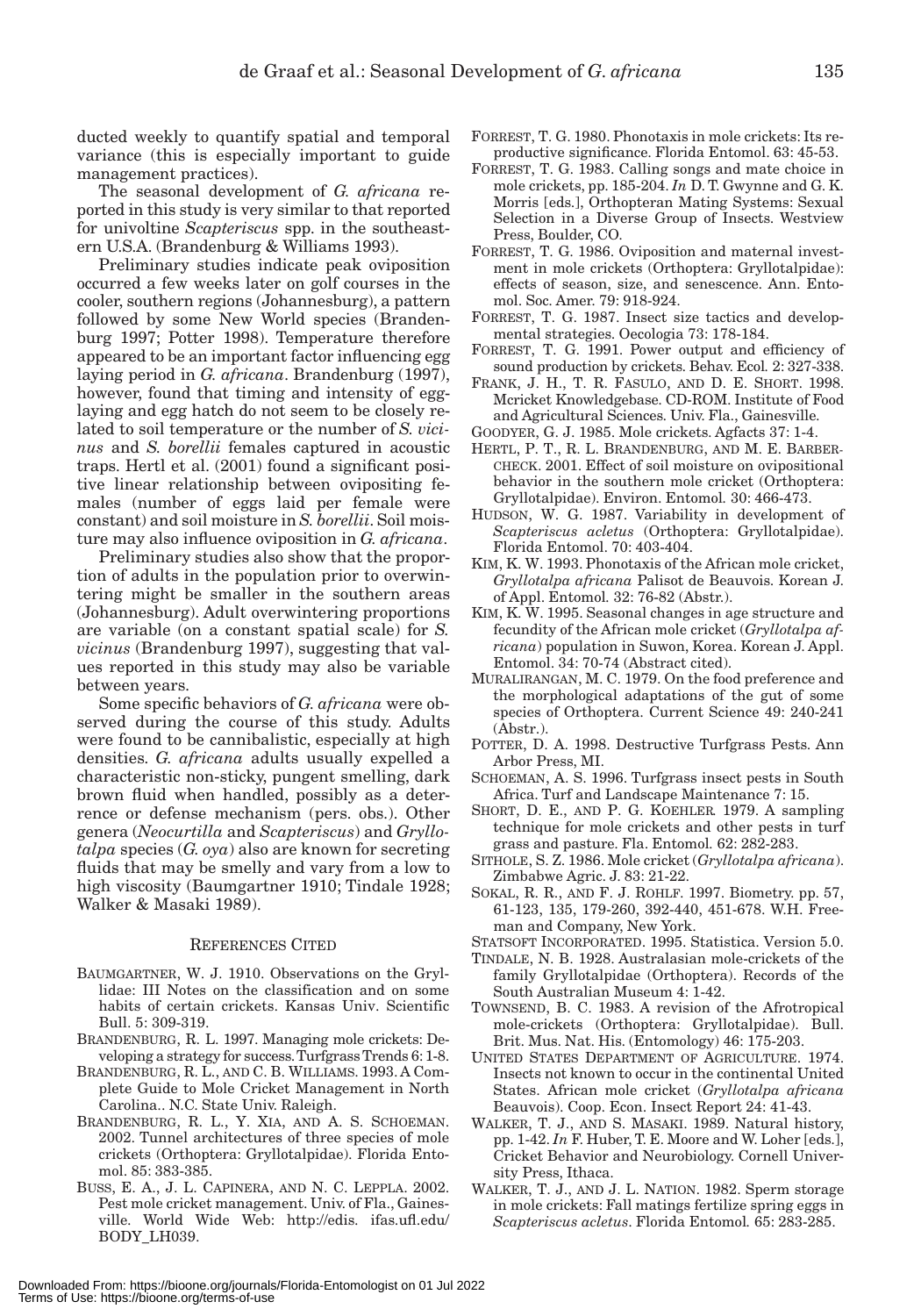ducted weekly to quantify spatial and temporal variance (this is especially important to guide management practices).

The seasonal development of *G. africana* reported in this study is very similar to that reported for univoltine *Scapteriscus* spp. in the southeastern U.S.A. (Brandenburg & Williams 1993).

Preliminary studies indicate peak oviposition occurred a few weeks later on golf courses in the cooler, southern regions (Johannesburg), a pattern followed by some New World species (Brandenburg 1997; Potter 1998). Temperature therefore appeared to be an important factor influencing egg laying period in *G. africana*. Brandenburg (1997), however, found that timing and intensity of egg-laying and egg hatch do not seem to be closely related to soil temperature or the number of *S. vicinus* and *S. borellii* females captured in acoustic traps. Hertl et al. (2001) found a significant positive linear relationship between ovipositing females (number of eggs laid per female were constant) and soil moisture in *S. borellii*. Soil moisture may also influence oviposition in *G. africana*.

Preliminary studies also show that the proportion of adults in the population prior to overwintering might be smaller in the southern areas (Johannesburg). Adult overwintering proportions are variable (on a constant spatial scale) for *S. vicinus* (Brandenburg 1997), suggesting that values reported in this study may also be variable between years.

Some specific behaviors of *G. africana* were observed during the course of this study. Adults were found to be cannibalistic, especially at high densities. *G. africana* adults usually expelled a characteristic non-sticky, pungent smelling, dark brown fluid when handled, possibly as a deterrence or defense mechanism (pers. obs.). Other genera (*Neocurtilla* and *Scapteriscus*) and *Gryllotalpa* species (*G. oya*) also are known for secreting fluids that may be smelly and vary from a low to high viscosity (Baumgartner 1910; Tindale 1928; Walker & Masaki 1989).

## References Cited

- Baumgartner, W. J. 1910. Observations on the Gryllidae: III Notes on the classification and on some habits of certain crickets. Kansas Univ. Scientific Bull. 5: 309-319.
- Brandenburg, R. L. 1997. Managing mole crickets: Developing a strategy for success. Turfgrass Trends 6: 1-8.
- Brandenburg, R. L., and C. B. Williams. 1993. A Complete Guide to Mole Cricket Management in North Carolina.. N.C. State Univ. Raleigh.
- Brandenburg, R. L., Y. Xia, and A. S. Schoeman. 2002. Tunnel architectures of three species of mole crickets (Orthoptera: Gryllotalpidae). Florida Entomol. 85: 383-385.
- Buss, E. A., J. L. Capinera, and N. C. Leppla. 2002. Pest mole cricket management. Univ. of Fla., Gainesville. World Wide Web: http://edis. ifas.ufl.edu/BODY_LH039.
- Forrest, T. G. 1980. Phonotaxis in mole crickets: Its reproductive significance. Florida Entomol. 63: 45-53.
- Forrest, T. G. 1983. Calling songs and mate choice in mole crickets, pp. 185-204. *In* D. T. Gwynne and G. K. Morris [eds.], Orthopteran Mating Systems: Sexual Selection in a Diverse Group of Insects. Westview Press, Boulder, CO.
- Forrest, T. G. 1986. Oviposition and maternal investment in mole crickets (Orthoptera: Gryllotalpidae): effects of season, size, and senescence. Ann. Entomol. Soc. Amer. 79: 918-924.
- Forrest, T. G. 1987. Insect size tactics and developmental strategies. Oecologia 73: 178-184.
- Forrest, T. G. 1991. Power output and efficiency of sound production by crickets. Behav. Ecol. 2: 327-338.
- Frank, J. H., T. R. Fasulo, and D. E. Short. 1998. Mcricket Knowledgebase. CD-ROM. Institute of Food and Agricultural Sciences. Univ. Fla., Gainesville.
- Goodyer, G. J. 1985. Mole crickets. Agfacts 37: 1-4.
- Hertl, P. T., R. L. Brandenburg, and M. E. Barbercheck. 2001. Effect of soil moisture on ovipositional behavior in the southern mole cricket (Orthoptera: Gryllotalpidae). Environ. Entomol. 30: 466-473.
- Hudson, W. G. 1987. Variability in development of *Scapteriscus acletus* (Orthoptera: Gryllotalpidae). Florida Entomol. 70: 403-404.
- Kim, K. W. 1993. Phonotaxis of the African mole cricket, *Gryllotalpa africana* Palisot de Beauvois. Korean J. of Appl. Entomol. 32: 76-82 (Abstr.).
- Kim, K. W. 1995. Seasonal changes in age structure and fecundity of the African mole cricket (*Gryllotalpa africana*) population in Suwon, Korea. Korean J. Appl. Entomol. 34: 70-74 (Abstract cited).
- Muralirangan, M. C. 1979. On the food preference and the morphological adaptations of the gut of some species of Orthoptera. Current Science 49: 240-241 (Abstr.).
- Potter, D. A. 1998. Destructive Turfgrass Pests. Ann Arbor Press, MI.
- Schoeman, A. S. 1996. Turfgrass insect pests in South Africa. Turf and Landscape Maintenance 7: 15.
- Short, D. E., and P. G. Koehler. 1979. A sampling technique for mole crickets and other pests in turf grass and pasture. Fla. Entomol. 62: 282-283.
- Sithole, S. Z. 1986. Mole cricket (*Gryllotalpa africana*). Zimbabwe Agric. J. 83: 21-22.
- Sokal, R. R., and F. J. Rohlf. 1997. Biometry. pp. 57, 61-123, 135, 179-260, 392-440, 451-678. W.H. Freeman and Company, New York.
- Statsoft Incorporated. 1995. Statistica. Version 5.0.
- Tindale, N. B. 1928. Australasian mole-crickets of the family Gryllotalpidae (Orthoptera). Records of the South Australian Museum 4: 1-42.
- Townsend, B. C. 1983. A revision of the Afrotropical mole-crickets (Orthoptera: Gryllotalpidae). Bull. Brit. Mus. Nat. His. (Entomology) 46: 175-203.
- United States Department of Agriculture. 1974. Insects not known to occur in the continental United States. African mole cricket (*Gryllotalpa africana* Beauvois). Coop. Econ. Insect Report 24: 41-43.
- Walker, T. J., and S. Masaki. 1989. Natural history, pp. 1-42. *In* F. Huber, T. E. Moore and W. Loher [eds.], Cricket Behavior and Neurobiology. Cornell University Press, Ithaca.
- Walker, T. J., and J. L. Nation. 1982. Sperm storage in mole crickets: Fall matings fertilize spring eggs in *Scapteriscus acletus*. Florida Entomol. 65: 283-285.